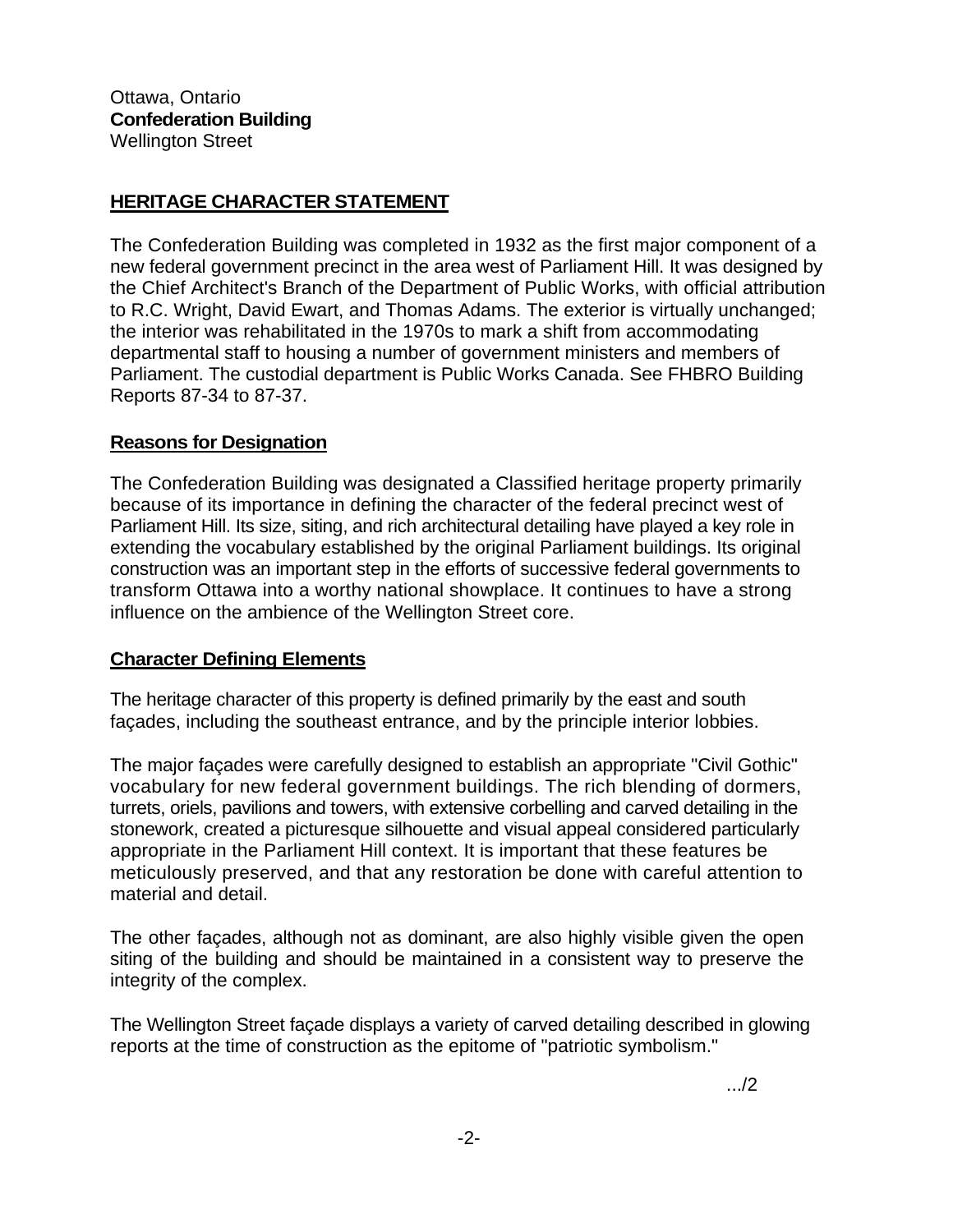Ottawa, Ontario
**Confederation Building**
Wellington Street

## HERITAGE CHARACTER STATEMENT

The Confederation Building was completed in 1932 as the first major component of a new federal government precinct in the area west of Parliament Hill. It was designed by the Chief Architect's Branch of the Department of Public Works, with official attribution to R.C. Wright, David Ewart, and Thomas Adams. The exterior is virtually unchanged; the interior was rehabilitated in the 1970s to mark a shift from accommodating departmental staff to housing a number of government ministers and members of Parliament. The custodial department is Public Works Canada. See FHBRO Building Reports 87-34 to 87-37.

### Reasons for Designation

The Confederation Building was designated a Classified heritage property primarily because of its importance in defining the character of the federal precinct west of Parliament Hill. Its size, siting, and rich architectural detailing have played a key role in extending the vocabulary established by the original Parliament buildings. Its original construction was an important step in the efforts of successive federal governments to transform Ottawa into a worthy national showplace. It continues to have a strong influence on the ambience of the Wellington Street core.

### Character Defining Elements

The heritage character of this property is defined primarily by the east and south façades, including the southeast entrance, and by the principle interior lobbies.

The major façades were carefully designed to establish an appropriate "Civil Gothic" vocabulary for new federal government buildings. The rich blending of dormers, turrets, oriels, pavilions and towers, with extensive corbelling and carved detailing in the stonework, created a picturesque silhouette and visual appeal considered particularly appropriate in the Parliament Hill context. It is important that these features be meticulously preserved, and that any restoration be done with careful attention to material and detail.

The other façades, although not as dominant, are also highly visible given the open siting of the building and should be maintained in a consistent way to preserve the integrity of the complex.

The Wellington Street façade displays a variety of carved detailing described in glowing reports at the time of construction as the epitome of "patriotic symbolism."

.../2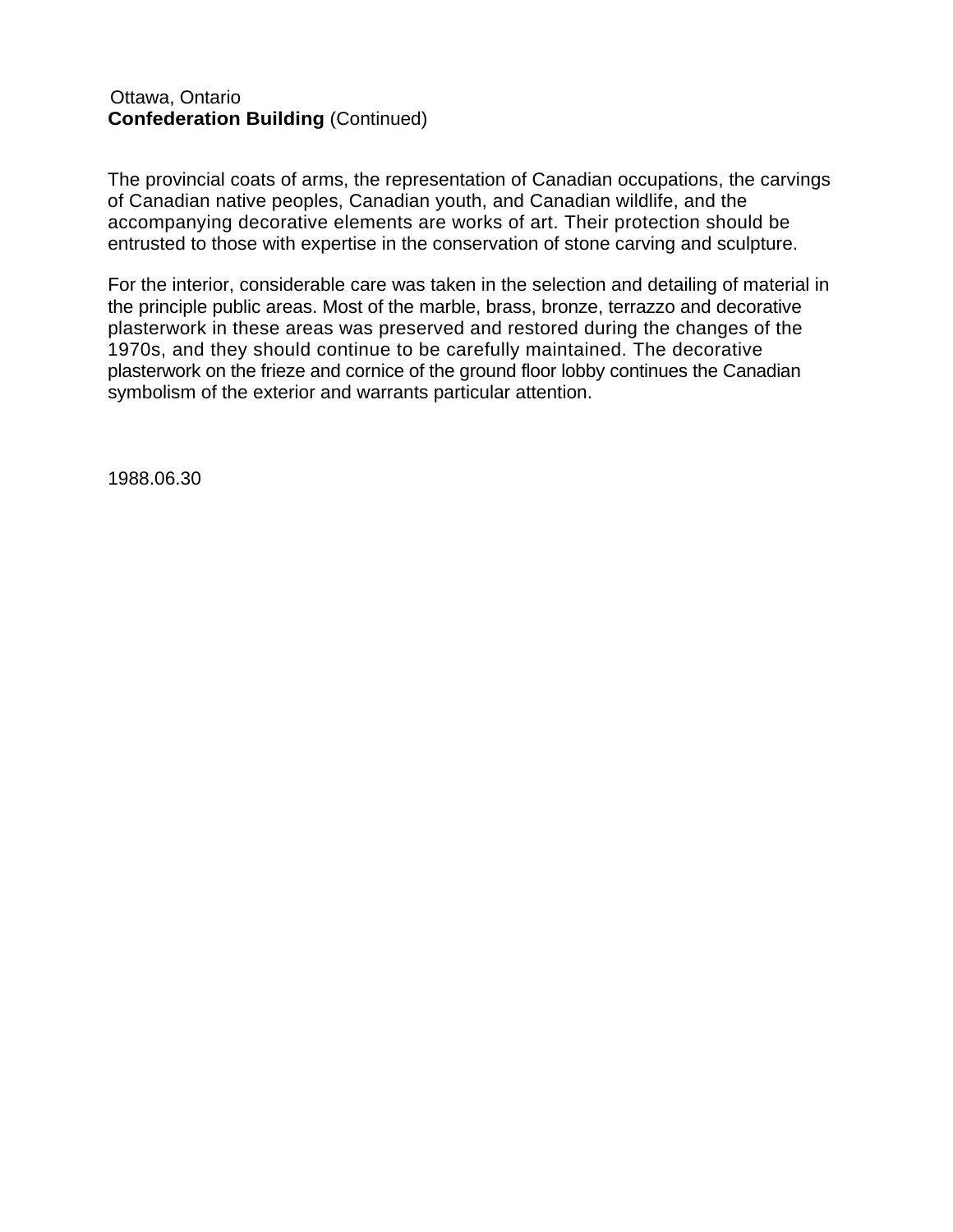Ottawa, Ontario
**Confederation Building** (Continued)

The provincial coats of arms, the representation of Canadian occupations, the carvings of Canadian native peoples, Canadian youth, and Canadian wildlife, and the accompanying decorative elements are works of art. Their protection should be entrusted to those with expertise in the conservation of stone carving and sculpture.

For the interior, considerable care was taken in the selection and detailing of material in the principle public areas. Most of the marble, brass, bronze, terrazzo and decorative plasterwork in these areas was preserved and restored during the changes of the 1970s, and they should continue to be carefully maintained. The decorative plasterwork on the frieze and cornice of the ground floor lobby continues the Canadian symbolism of the exterior and warrants particular attention.

1988.06.30